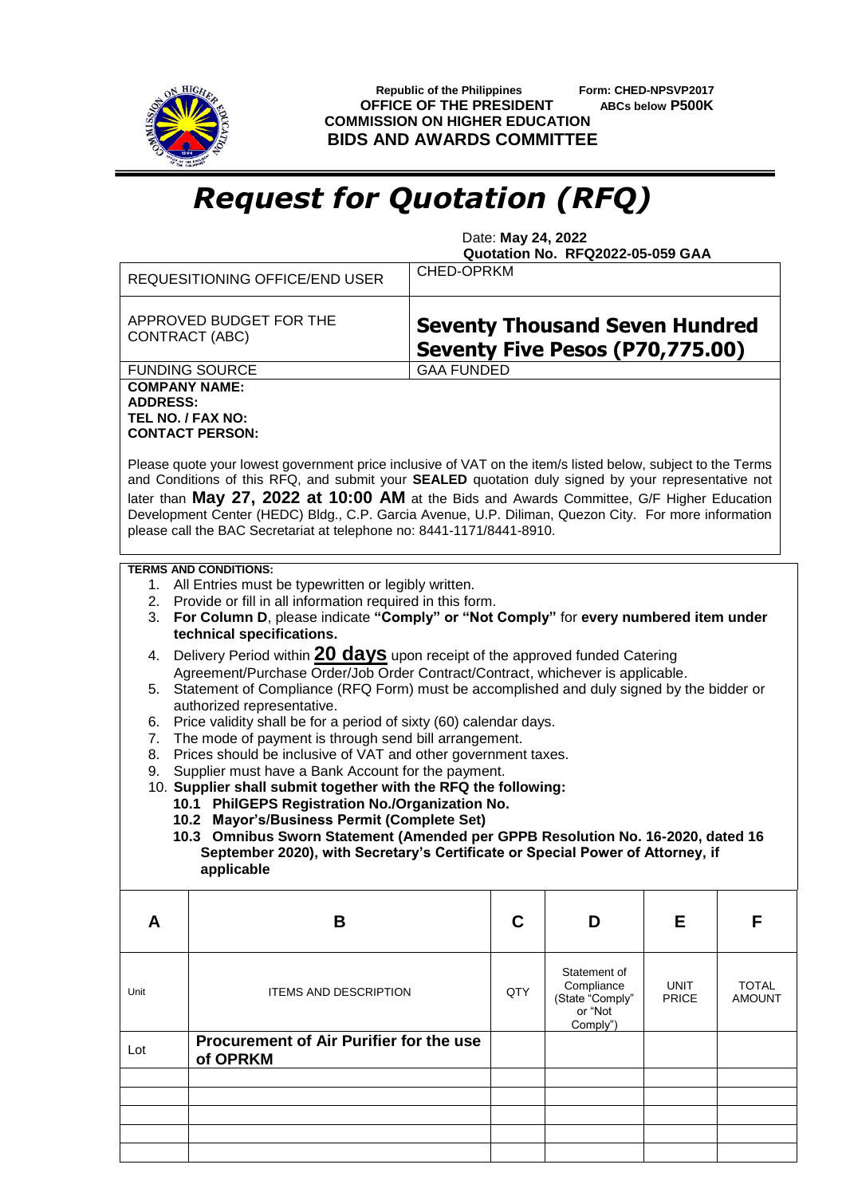Republic of the Philippines
**OFFICE OF THE PRESIDENT**
**COMMISSION ON HIGHER EDUCATION**
**BIDS AND AWARDS COMMITTEE**

Form: **CHED-NPSVP2017**
**ABCs below P500K**

# *Request for Quotation (RFQ)*

Date: **May 24, 2022**
**Quotation No. RFQ2022-05-059 GAA**

| | |
|---|---|
| REQUESITIONING OFFICE/END USER | CHED-OPRKM |
| APPROVED BUDGET FOR THE CONTRACT (ABC) | **Seventy Thousand Seven Hundred Seventy Five Pesos (P70,775.00)** |
| FUNDING SOURCE | GAA FUNDED |

**COMPANY NAME:**
**ADDRESS:**
**TEL NO. / FAX NO:**
**CONTACT PERSON:**

Please quote your lowest government price inclusive of VAT on the item/s listed below, subject to the Terms and Conditions of this RFQ, and submit your **SEALED** quotation duly signed by your representative not later than **May 27, 2022 at 10:00 AM** at the Bids and Awards Committee, G/F Higher Education Development Center (HEDC) Bldg., C.P. Garcia Avenue, U.P. Diliman, Quezon City. For more information please call the BAC Secretariat at telephone no: 8441-1171/8441-8910.

**TERMS AND CONDITIONS:**

1. All Entries must be typewritten or legibly written.
2. Provide or fill in all information required in this form.
3. **For Column D**, please indicate **"Comply" or "Not Comply"** for **every numbered item under technical specifications.**
4. Delivery Period within **20 days** upon receipt of the approved funded Catering Agreement/Purchase Order/Job Order Contract/Contract, whichever is applicable.
5. Statement of Compliance (RFQ Form) must be accomplished and duly signed by the bidder or authorized representative.
6. Price validity shall be for a period of sixty (60) calendar days.
7. The mode of payment is through send bill arrangement.
8. Prices should be inclusive of VAT and other government taxes.
9. Supplier must have a Bank Account for the payment.
10. **Supplier shall submit together with the RFQ the following:**
    - **10.1 PhilGEPS Registration No./Organization No.**
    - **10.2 Mayor's/Business Permit (Complete Set)**
    - **10.3 Omnibus Sworn Statement (Amended per GPPB Resolution No. 16-2020, dated 16 September 2020), with Secretary's Certificate or Special Power of Attorney, if applicable**

| A | B | C | D | E | F |
|---|---|---|---|---|---|
| Unit | ITEMS AND DESCRIPTION | QTY | Statement of Compliance (State "Comply" or "Not Comply") | UNIT PRICE | TOTAL AMOUNT |
| Lot | **Procurement of Air Purifier for the use of OPRKM** | | | | |
| | | | | | |
| | | | | | |
| | | | | | |
| | | | | | |
| | | | | | |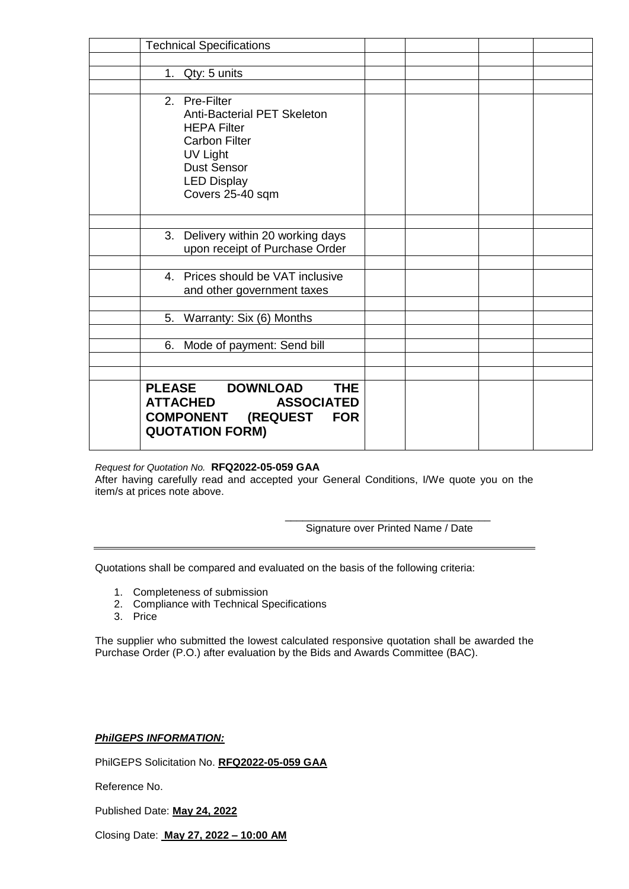| | | | | | |
|---|---|---|---|---|---|
| | Technical Specifications | | | | |
| | | | | | |
| | 1. Qty: 5 units | | | | |
| | | | | | |
| | 2. Pre-Filter<br>Anti-Bacterial PET Skeleton<br>HEPA Filter<br>Carbon Filter<br>UV Light<br>Dust Sensor<br>LED Display<br>Covers 25-40 sqm | | | | |
| | | | | | |
| | 3. Delivery within 20 working days upon receipt of Purchase Order | | | | |
| | | | | | |
| | 4. Prices should be VAT inclusive and other government taxes | | | | |
| | | | | | |
| | 5. Warranty: Six (6) Months | | | | |
| | | | | | |
| | 6. Mode of payment: Send bill | | | | |
| | | | | | |
| | | | | | |
| | **PLEASE DOWNLOAD THE ATTACHED ASSOCIATED COMPONENT (REQUEST FOR QUOTATION FORM)** | | | | |

*Request for Quotation No.* **RFQ2022-05-059 GAA**

After having carefully read and accepted your General Conditions, I/We quote you on the item/s at prices note above.

\_\_\_\_\_\_\_\_\_\_\_\_\_\_\_\_\_\_\_\_\_\_\_\_\_\_\_\_\_\_\_\_\_\_\_\_

Signature over Printed Name / Date

---

Quotations shall be compared and evaluated on the basis of the following criteria:

1. Completeness of submission
2. Compliance with Technical Specifications
3. Price

The supplier who submitted the lowest calculated responsive quotation shall be awarded the Purchase Order (P.O.) after evaluation by the Bids and Awards Committee (BAC).

***PhilGEPS INFORMATION:***

PhilGEPS Solicitation No. **RFQ2022-05-059 GAA**

Reference No.

Published Date: **May 24, 2022**

Closing Date: **May 27, 2022 – 10:00 AM**